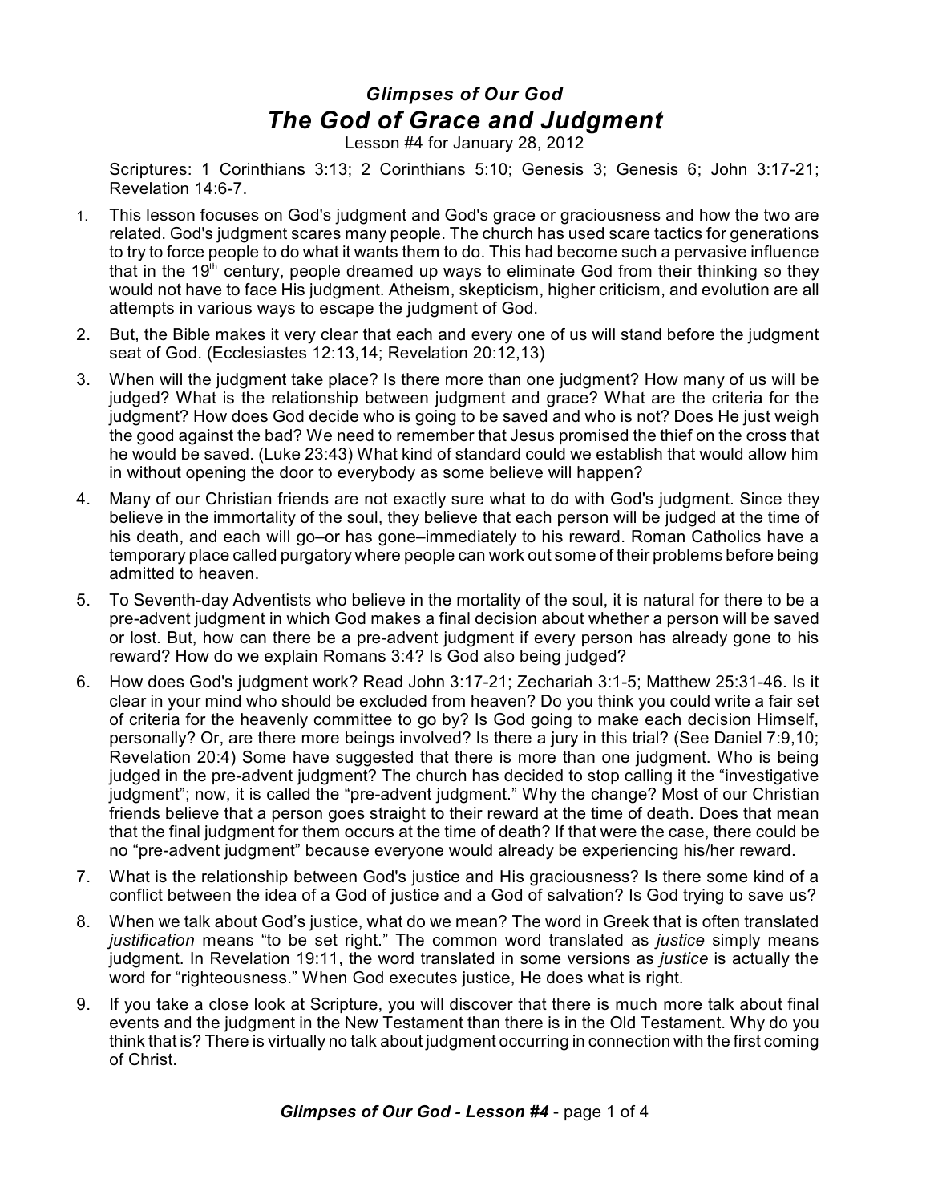## *Glimpses of Our God*

# *The God of Grace and Judgment*

Lesson #4 for January 28, 2012

Scriptures: 1 Corinthians 3:13; 2 Corinthians 5:10; Genesis 3; Genesis 6; John 3:17-21; Revelation 14:6-7.

1. This lesson focuses on God's judgment and God's grace or graciousness and how the two are related. God's judgment scares many people. The church has used scare tactics for generations to try to force people to do what it wants them to do. This had become such a pervasive influence that in the 19th century, people dreamed up ways to eliminate God from their thinking so they would not have to face His judgment. Atheism, skepticism, higher criticism, and evolution are all attempts in various ways to escape the judgment of God.
2. But, the Bible makes it very clear that each and every one of us will stand before the judgment seat of God. (Ecclesiastes 12:13,14; Revelation 20:12,13)
3. When will the judgment take place? Is there more than one judgment? How many of us will be judged? What is the relationship between judgment and grace? What are the criteria for the judgment? How does God decide who is going to be saved and who is not? Does He just weigh the good against the bad? We need to remember that Jesus promised the thief on the cross that he would be saved. (Luke 23:43) What kind of standard could we establish that would allow him in without opening the door to everybody as some believe will happen?
4. Many of our Christian friends are not exactly sure what to do with God's judgment. Since they believe in the immortality of the soul, they believe that each person will be judged at the time of his death, and each will go–or has gone–immediately to his reward. Roman Catholics have a temporary place called purgatory where people can work out some of their problems before being admitted to heaven.
5. To Seventh-day Adventists who believe in the mortality of the soul, it is natural for there to be a pre-advent judgment in which God makes a final decision about whether a person will be saved or lost. But, how can there be a pre-advent judgment if every person has already gone to his reward? How do we explain Romans 3:4? Is God also being judged?
6. How does God's judgment work? Read John 3:17-21; Zechariah 3:1-5; Matthew 25:31-46. Is it clear in your mind who should be excluded from heaven? Do you think you could write a fair set of criteria for the heavenly committee to go by? Is God going to make each decision Himself, personally? Or, are there more beings involved? Is there a jury in this trial? (See Daniel 7:9,10; Revelation 20:4) Some have suggested that there is more than one judgment. Who is being judged in the pre-advent judgment? The church has decided to stop calling it the "investigative judgment"; now, it is called the "pre-advent judgment." Why the change? Most of our Christian friends believe that a person goes straight to their reward at the time of death. Does that mean that the final judgment for them occurs at the time of death? If that were the case, there could be no "pre-advent judgment" because everyone would already be experiencing his/her reward.
7. What is the relationship between God's justice and His graciousness? Is there some kind of a conflict between the idea of a God of justice and a God of salvation? Is God trying to save us?
8. When we talk about God's justice, what do we mean? The word in Greek that is often translated *justification* means "to be set right." The common word translated as *justice* simply means judgment. In Revelation 19:11, the word translated in some versions as *justice* is actually the word for "righteousness." When God executes justice, He does what is right.
9. If you take a close look at Scripture, you will discover that there is much more talk about final events and the judgment in the New Testament than there is in the Old Testament. Why do you think that is? There is virtually no talk about judgment occurring in connection with the first coming of Christ.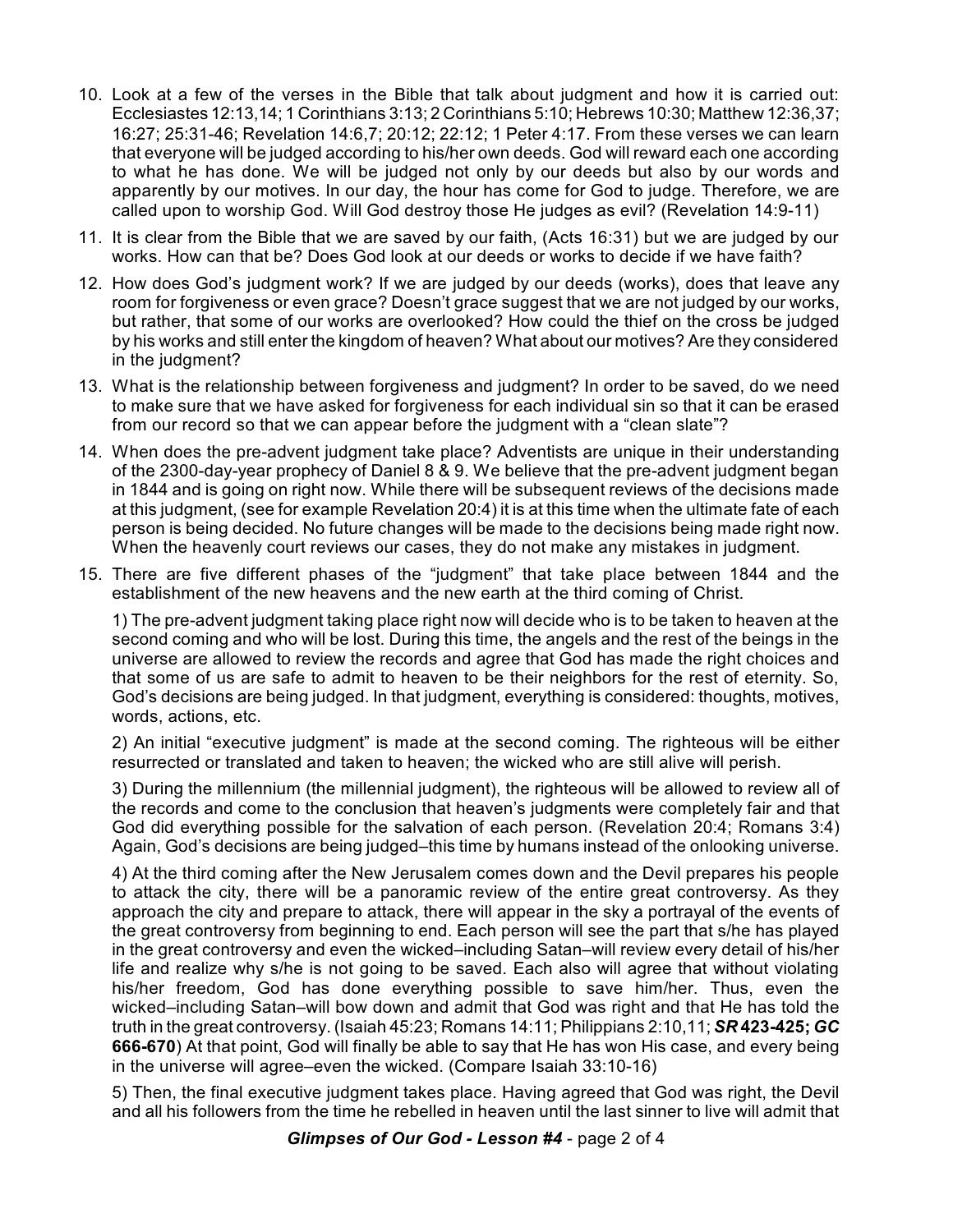10. Look at a few of the verses in the Bible that talk about judgment and how it is carried out: Ecclesiastes 12:13,14; 1 Corinthians 3:13; 2 Corinthians 5:10; Hebrews 10:30; Matthew 12:36,37; 16:27; 25:31-46; Revelation 14:6,7; 20:12; 22:12; 1 Peter 4:17. From these verses we can learn that everyone will be judged according to his/her own deeds. God will reward each one according to what he has done. We will be judged not only by our deeds but also by our words and apparently by our motives. In our day, the hour has come for God to judge. Therefore, we are called upon to worship God. Will God destroy those He judges as evil? (Revelation 14:9-11)

11. It is clear from the Bible that we are saved by our faith, (Acts 16:31) but we are judged by our works. How can that be? Does God look at our deeds or works to decide if we have faith?

12. How does God's judgment work? If we are judged by our deeds (works), does that leave any room for forgiveness or even grace? Doesn't grace suggest that we are not judged by our works, but rather, that some of our works are overlooked? How could the thief on the cross be judged by his works and still enter the kingdom of heaven? What about our motives? Are they considered in the judgment?

13. What is the relationship between forgiveness and judgment? In order to be saved, do we need to make sure that we have asked for forgiveness for each individual sin so that it can be erased from our record so that we can appear before the judgment with a "clean slate"?

14. When does the pre-advent judgment take place? Adventists are unique in their understanding of the 2300-day-year prophecy of Daniel 8 & 9. We believe that the pre-advent judgment began in 1844 and is going on right now. While there will be subsequent reviews of the decisions made at this judgment, (see for example Revelation 20:4) it is at this time when the ultimate fate of each person is being decided. No future changes will be made to the decisions being made right now. When the heavenly court reviews our cases, they do not make any mistakes in judgment.

15. There are five different phases of the "judgment" that take place between 1844 and the establishment of the new heavens and the new earth at the third coming of Christ.

    1) The pre-advent judgment taking place right now will decide who is to be taken to heaven at the second coming and who will be lost. During this time, the angels and the rest of the beings in the universe are allowed to review the records and agree that God has made the right choices and that some of us are safe to admit to heaven to be their neighbors for the rest of eternity. So, God's decisions are being judged. In that judgment, everything is considered: thoughts, motives, words, actions, etc.

    2) An initial "executive judgment" is made at the second coming. The righteous will be either resurrected or translated and taken to heaven; the wicked who are still alive will perish.

    3) During the millennium (the millennial judgment), the righteous will be allowed to review all of the records and come to the conclusion that heaven's judgments were completely fair and that God did everything possible for the salvation of each person. (Revelation 20:4; Romans 3:4) Again, God's decisions are being judged–this time by humans instead of the onlooking universe.

    4) At the third coming after the New Jerusalem comes down and the Devil prepares his people to attack the city, there will be a panoramic review of the entire great controversy. As they approach the city and prepare to attack, there will appear in the sky a portrayal of the events of the great controversy from beginning to end. Each person will see the part that s/he has played in the great controversy and even the wicked–including Satan–will review every detail of his/her life and realize why s/he is not going to be saved. Each also will agree that without violating his/her freedom, God has done everything possible to save him/her. Thus, even the wicked–including Satan–will bow down and admit that God was right and that He has told the truth in the great controversy. (Isaiah 45:23; Romans 14:11; Philippians 2:10,11; ***SR* 423-425; *GC* 666-670**) At that point, God will finally be able to say that He has won His case, and every being in the universe will agree–even the wicked. (Compare Isaiah 33:10-16)

    5) Then, the final executive judgment takes place. Having agreed that God was right, the Devil and all his followers from the time he rebelled in heaven until the last sinner to live will admit that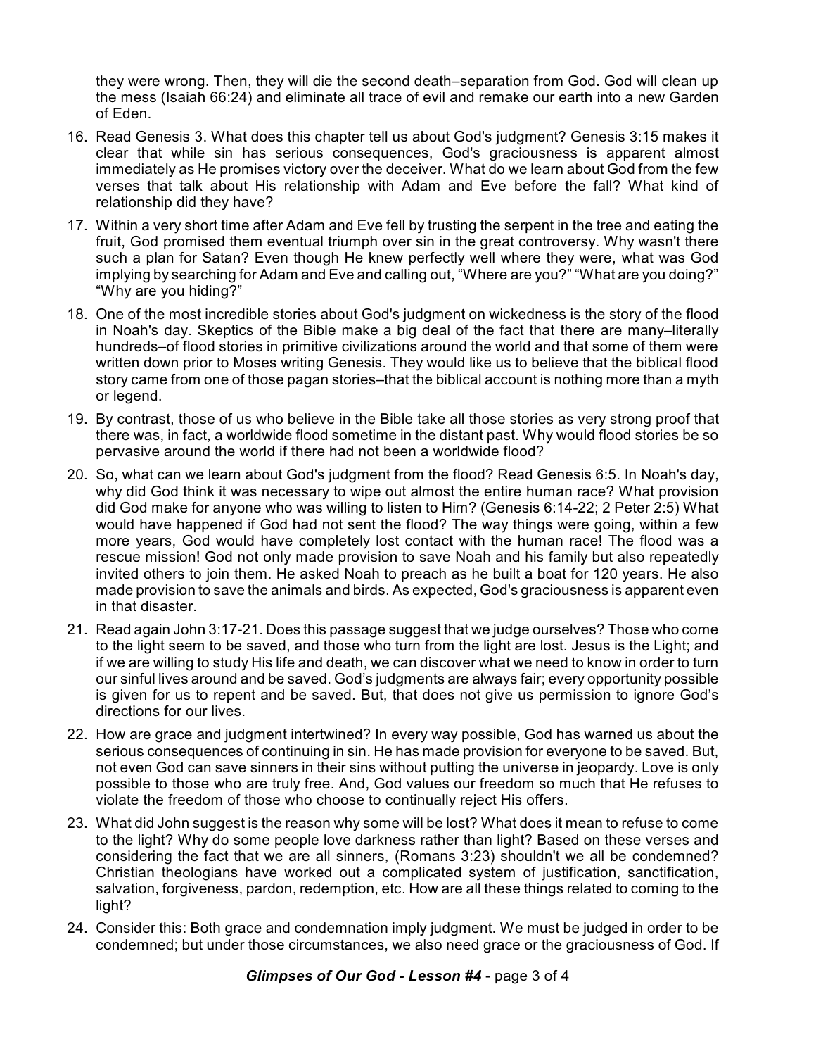they were wrong. Then, they will die the second death–separation from God. God will clean up the mess (Isaiah 66:24) and eliminate all trace of evil and remake our earth into a new Garden of Eden.

16. Read Genesis 3. What does this chapter tell us about God's judgment? Genesis 3:15 makes it clear that while sin has serious consequences, God's graciousness is apparent almost immediately as He promises victory over the deceiver. What do we learn about God from the few verses that talk about His relationship with Adam and Eve before the fall? What kind of relationship did they have?

17. Within a very short time after Adam and Eve fell by trusting the serpent in the tree and eating the fruit, God promised them eventual triumph over sin in the great controversy. Why wasn't there such a plan for Satan? Even though He knew perfectly well where they were, what was God implying by searching for Adam and Eve and calling out, "Where are you?" "What are you doing?" "Why are you hiding?"

18. One of the most incredible stories about God's judgment on wickedness is the story of the flood in Noah's day. Skeptics of the Bible make a big deal of the fact that there are many–literally hundreds–of flood stories in primitive civilizations around the world and that some of them were written down prior to Moses writing Genesis. They would like us to believe that the biblical flood story came from one of those pagan stories–that the biblical account is nothing more than a myth or legend.

19. By contrast, those of us who believe in the Bible take all those stories as very strong proof that there was, in fact, a worldwide flood sometime in the distant past. Why would flood stories be so pervasive around the world if there had not been a worldwide flood?

20. So, what can we learn about God's judgment from the flood? Read Genesis 6:5. In Noah's day, why did God think it was necessary to wipe out almost the entire human race? What provision did God make for anyone who was willing to listen to Him? (Genesis 6:14-22; 2 Peter 2:5) What would have happened if God had not sent the flood? The way things were going, within a few more years, God would have completely lost contact with the human race! The flood was a rescue mission! God not only made provision to save Noah and his family but also repeatedly invited others to join them. He asked Noah to preach as he built a boat for 120 years. He also made provision to save the animals and birds. As expected, God's graciousness is apparent even in that disaster.

21. Read again John 3:17-21. Does this passage suggest that we judge ourselves? Those who come to the light seem to be saved, and those who turn from the light are lost. Jesus is the Light; and if we are willing to study His life and death, we can discover what we need to know in order to turn our sinful lives around and be saved. God's judgments are always fair; every opportunity possible is given for us to repent and be saved. But, that does not give us permission to ignore God's directions for our lives.

22. How are grace and judgment intertwined? In every way possible, God has warned us about the serious consequences of continuing in sin. He has made provision for everyone to be saved. But, not even God can save sinners in their sins without putting the universe in jeopardy. Love is only possible to those who are truly free. And, God values our freedom so much that He refuses to violate the freedom of those who choose to continually reject His offers.

23. What did John suggest is the reason why some will be lost? What does it mean to refuse to come to the light? Why do some people love darkness rather than light? Based on these verses and considering the fact that we are all sinners, (Romans 3:23) shouldn't we all be condemned? Christian theologians have worked out a complicated system of justification, sanctification, salvation, forgiveness, pardon, redemption, etc. How are all these things related to coming to the light?

24. Consider this: Both grace and condemnation imply judgment. We must be judged in order to be condemned; but under those circumstances, we also need grace or the graciousness of God. If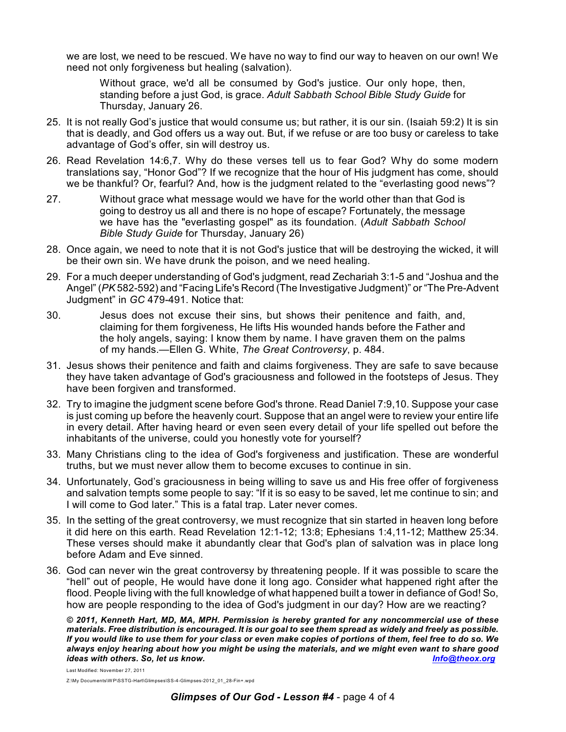we are lost, we need to be rescued. We have no way to find our way to heaven on our own! We need not only forgiveness but healing (salvation).

> Without grace, we'd all be consumed by God's justice. Our only hope, then, standing before a just God, is grace. *Adult Sabbath School Bible Study Guide* for Thursday, January 26.

25. It is not really God's justice that would consume us; but rather, it is our sin. (Isaiah 59:2) It is sin that is deadly, and God offers us a way out. But, if we refuse or are too busy or careless to take advantage of God's offer, sin will destroy us.

26. Read Revelation 14:6,7. Why do these verses tell us to fear God? Why do some modern translations say, "Honor God"? If we recognize that the hour of His judgment has come, should we be thankful? Or, fearful? And, how is the judgment related to the "everlasting good news"?

27. Without grace what message would we have for the world other than that God is going to destroy us all and there is no hope of escape? Fortunately, the message we have has the "everlasting gospel" as its foundation. (*Adult Sabbath School Bible Study Guide* for Thursday, January 26)

28. Once again, we need to note that it is not God's justice that will be destroying the wicked, it will be their own sin. We have drunk the poison, and we need healing.

29. For a much deeper understanding of God's judgment, read Zechariah 3:1-5 and "Joshua and the Angel" (*PK* 582-592) and "Facing Life's Record (The Investigative Judgment)" or "The Pre-Advent Judgment" in *GC* 479-491. Notice that:

30. Jesus does not excuse their sins, but shows their penitence and faith, and, claiming for them forgiveness, He lifts His wounded hands before the Father and the holy angels, saying: I know them by name. I have graven them on the palms of my hands.—Ellen G. White, *The Great Controversy*, p. 484.

31. Jesus shows their penitence and faith and claims forgiveness. They are safe to save because they have taken advantage of God's graciousness and followed in the footsteps of Jesus. They have been forgiven and transformed.

32. Try to imagine the judgment scene before God's throne. Read Daniel 7:9,10. Suppose your case is just coming up before the heavenly court. Suppose that an angel were to review your entire life in every detail. After having heard or even seen every detail of your life spelled out before the inhabitants of the universe, could you honestly vote for yourself?

33. Many Christians cling to the idea of God's forgiveness and justification. These are wonderful truths, but we must never allow them to become excuses to continue in sin.

34. Unfortunately, God's graciousness in being willing to save us and His free offer of forgiveness and salvation tempts some people to say: "If it is so easy to be saved, let me continue to sin; and I will come to God later." This is a fatal trap. Later never comes.

35. In the setting of the great controversy, we must recognize that sin started in heaven long before it did here on this earth. Read Revelation 12:1-12; 13:8; Ephesians 1:4,11-12; Matthew 25:34. These verses should make it abundantly clear that God's plan of salvation was in place long before Adam and Eve sinned.

36. God can never win the great controversy by threatening people. If it was possible to scare the "hell" out of people, He would have done it long ago. Consider what happened right after the flood. People living with the full knowledge of what happened built a tower in defiance of God! So, how are people responding to the idea of God's judgment in our day? How are we reacting?

***© 2011, Kenneth Hart, MD, MA, MPH. Permission is hereby granted for any noncommercial use of these materials. Free distribution is encouraged. It is our goal to see them spread as widely and freely as possible. If you would like to use them for your class or even make copies of portions of them, feel free to do so. We always enjoy hearing about how you might be using the materials, and we might even want to share good ideas with others. So, let us know.*** ***Info@theox.org***

Last Modified: November 27, 2011

Z:\My Documents\WP\SSTG-Hart\Glimpses\SS-4-Glimpses-2012_01_28-Fin+.wpd